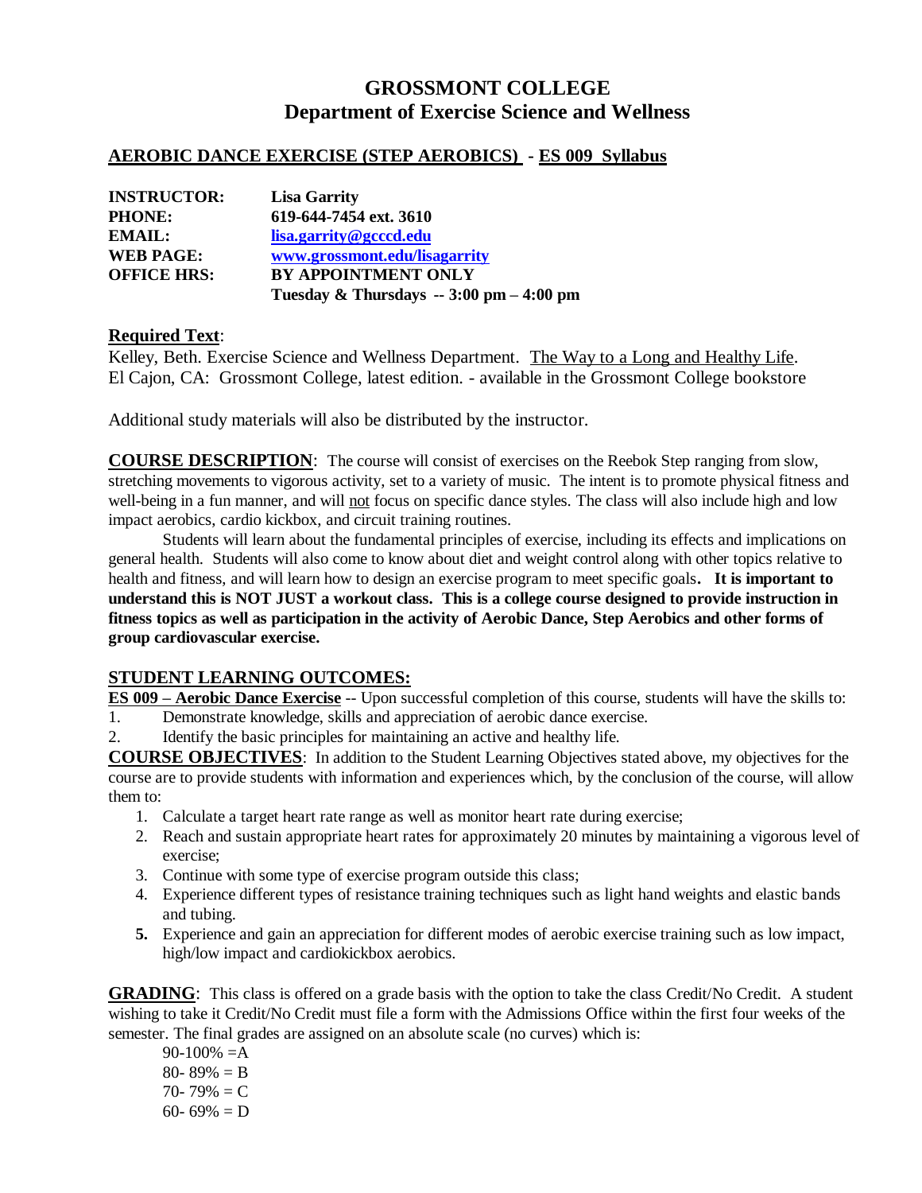# GROSSMONT COLLEGE
## Department of Exercise Science and Wellness

### AEROBIC DANCE EXERCISE (STEP AEROBICS) - ES 009 Syllabus

**INSTRUCTOR:** **Lisa Garrity**
**PHONE:** **619-644-7454 ext. 3610**
**EMAIL:** **lisa.garrity@gcccd.edu**
**WEB PAGE:** **www.grossmont.edu/lisagarrity**
**OFFICE HRS:** **BY APPOINTMENT ONLY**
**Tuesday & Thursdays -- 3:00 pm – 4:00 pm**

**Required Text**:
Kelley, Beth. Exercise Science and Wellness Department. The Way to a Long and Healthy Life. El Cajon, CA: Grossmont College, latest edition. - available in the Grossmont College bookstore

Additional study materials will also be distributed by the instructor.

**COURSE DESCRIPTION**: The course will consist of exercises on the Reebok Step ranging from slow, stretching movements to vigorous activity, set to a variety of music. The intent is to promote physical fitness and well-being in a fun manner, and will not focus on specific dance styles. The class will also include high and low impact aerobics, cardio kickbox, and circuit training routines.

Students will learn about the fundamental principles of exercise, including its effects and implications on general health. Students will also come to know about diet and weight control along with other topics relative to health and fitness, and will learn how to design an exercise program to meet specific goals. **It is important to understand this is NOT JUST a workout class. This is a college course designed to provide instruction in fitness topics as well as participation in the activity of Aerobic Dance, Step Aerobics and other forms of group cardiovascular exercise.**

**STUDENT LEARNING OUTCOMES:**
**ES 009 – Aerobic Dance Exercise** -- Upon successful completion of this course, students will have the skills to:
1. Demonstrate knowledge, skills and appreciation of aerobic dance exercise.
2. Identify the basic principles for maintaining an active and healthy life.

**COURSE OBJECTIVES**: In addition to the Student Learning Objectives stated above, my objectives for the course are to provide students with information and experiences which, by the conclusion of the course, will allow them to:

1. Calculate a target heart rate range as well as monitor heart rate during exercise;
2. Reach and sustain appropriate heart rates for approximately 20 minutes by maintaining a vigorous level of exercise;
3. Continue with some type of exercise program outside this class;
4. Experience different types of resistance training techniques such as light hand weights and elastic bands and tubing.
5. Experience and gain an appreciation for different modes of aerobic exercise training such as low impact, high/low impact and cardiokickbox aerobics.

**GRADING**: This class is offered on a grade basis with the option to take the class Credit/No Credit. A student wishing to take it Credit/No Credit must file a form with the Admissions Office within the first four weeks of the semester. The final grades are assigned on an absolute scale (no curves) which is:

90-100% = A
80- 89% = B
70- 79% = C
60- 69% = D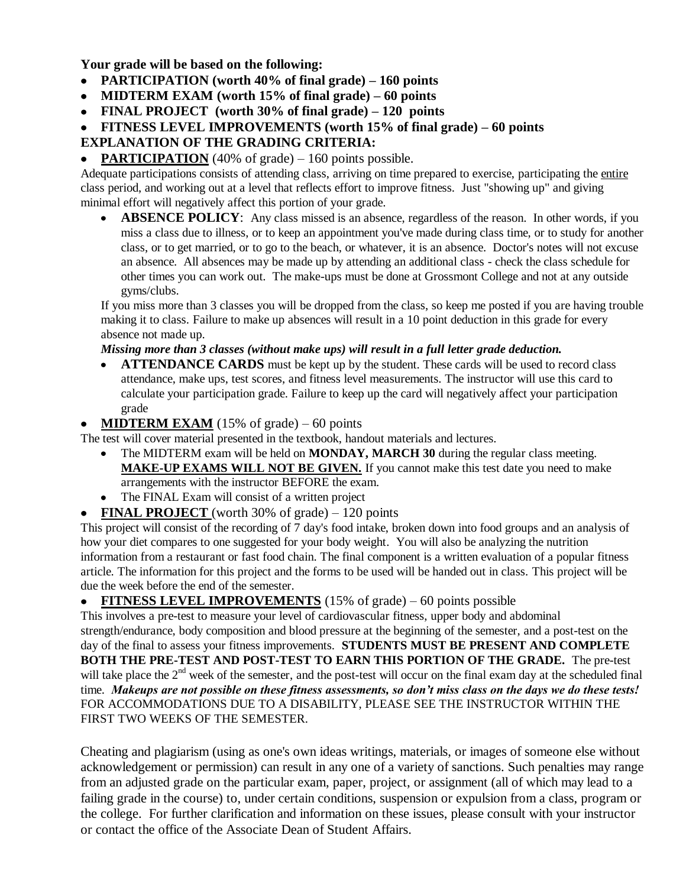**Your grade will be based on the following:**

- **PARTICIPATION (worth 40% of final grade) – 160 points**
- **MIDTERM EXAM (worth 15% of final grade) – 60 points**
- **FINAL PROJECT (worth 30% of final grade) – 120 points**
- **FITNESS LEVEL IMPROVEMENTS (worth 15% of final grade) – 60 points**

**EXPLANATION OF THE GRADING CRITERIA:**

- **PARTICIPATION** (40% of grade) – 160 points possible.

Adequate participations consists of attending class, arriving on time prepared to exercise, participating the entire class period, and working out at a level that reflects effort to improve fitness. Just "showing up" and giving minimal effort will negatively affect this portion of your grade.

- **ABSENCE POLICY**: Any class missed is an absence, regardless of the reason. In other words, if you miss a class due to illness, or to keep an appointment you've made during class time, or to study for another class, or to get married, or to go to the beach, or whatever, it is an absence. Doctor's notes will not excuse an absence. All absences may be made up by attending an additional class - check the class schedule for other times you can work out. The make-ups must be done at Grossmont College and not at any outside gyms/clubs.

If you miss more than 3 classes you will be dropped from the class, so keep me posted if you are having trouble making it to class. Failure to make up absences will result in a 10 point deduction in this grade for every absence not made up.

***Missing more than 3 classes (without make ups) will result in a full letter grade deduction.***

- **ATTENDANCE CARDS** must be kept up by the student. These cards will be used to record class attendance, make ups, test scores, and fitness level measurements. The instructor will use this card to calculate your participation grade. Failure to keep up the card will negatively affect your participation grade

- **MIDTERM EXAM** (15% of grade) – 60 points

The test will cover material presented in the textbook, handout materials and lectures.

- The MIDTERM exam will be held on **MONDAY, MARCH 30** during the regular class meeting. **MAKE-UP EXAMS WILL NOT BE GIVEN.** If you cannot make this test date you need to make arrangements with the instructor BEFORE the exam.
- The FINAL Exam will consist of a written project

- **FINAL PROJECT** (worth 30% of grade) – 120 points

This project will consist of the recording of 7 day's food intake, broken down into food groups and an analysis of how your diet compares to one suggested for your body weight. You will also be analyzing the nutrition information from a restaurant or fast food chain. The final component is a written evaluation of a popular fitness article. The information for this project and the forms to be used will be handed out in class. This project will be due the week before the end of the semester.

- **FITNESS LEVEL IMPROVEMENTS** (15% of grade) – 60 points possible

This involves a pre-test to measure your level of cardiovascular fitness, upper body and abdominal strength/endurance, body composition and blood pressure at the beginning of the semester, and a post-test on the day of the final to assess your fitness improvements. **STUDENTS MUST BE PRESENT AND COMPLETE BOTH THE PRE-TEST AND POST-TEST TO EARN THIS PORTION OF THE GRADE.** The pre-test will take place the 2nd week of the semester, and the post-test will occur on the final exam day at the scheduled final time. ***Makeups are not possible on these fitness assessments, so don't miss class on the days we do these tests!*** FOR ACCOMMODATIONS DUE TO A DISABILITY, PLEASE SEE THE INSTRUCTOR WITHIN THE FIRST TWO WEEKS OF THE SEMESTER.

Cheating and plagiarism (using as one's own ideas writings, materials, or images of someone else without acknowledgement or permission) can result in any one of a variety of sanctions. Such penalties may range from an adjusted grade on the particular exam, paper, project, or assignment (all of which may lead to a failing grade in the course) to, under certain conditions, suspension or expulsion from a class, program or the college. For further clarification and information on these issues, please consult with your instructor or contact the office of the Associate Dean of Student Affairs.